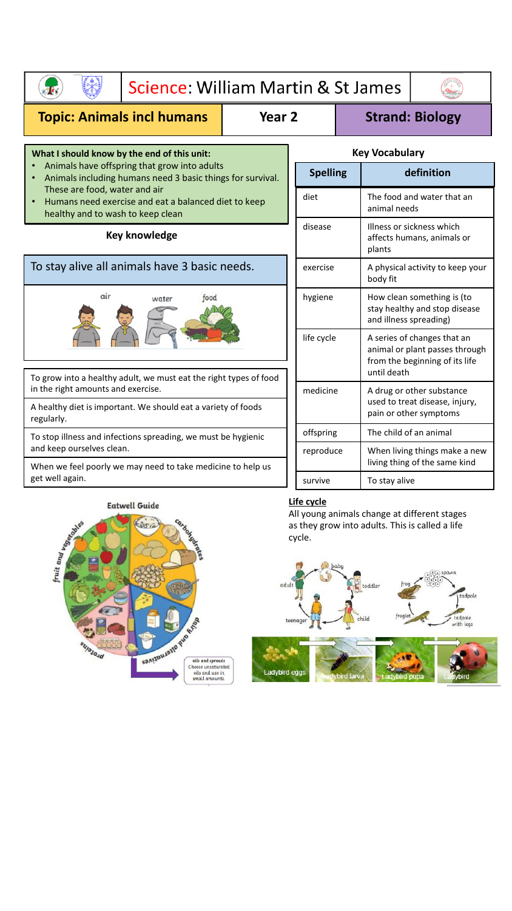# Science: William Martin & St James

**Topic: Animals incl humans** | **Year 2** | **Strand: Biology**

**What I should know by the end of this unit:**

- Animals have offspring that grow into adults
- Animals including humans need 3 basic things for survival. These are food, water and air
- Humans need exercise and eat a balanced diet to keep healthy and to wash to keep clean

### Key knowledge

To stay alive all animals have 3 basic needs.

air water food

To grow into a healthy adult, we must eat the right types of food in the right amounts and exercise.

A healthy diet is important. We should eat a variety of foods regularly.

To stop illness and infections spreading, we must be hygienic and keep ourselves clean.

When we feel poorly we may need to take medicine to help us get well again.

### Key Vocabulary

| Spelling | definition |
|---|---|
| diet | The food and water that an animal needs |
| disease | Illness or sickness which affects humans, animals or plants |
| exercise | A physical activity to keep your body fit |
| hygiene | How clean something is (to stay healthy and stop disease and illness spreading) |
| life cycle | A series of changes that an animal or plant passes through from the beginning of its life until death |
| medicine | A drug or other substance used to treat disease, injury, pain or other symptoms |
| offspring | The child of an animal |
| reproduce | When living things make a new living thing of the same kind |
| survive | To stay alive |

**Eatwell Guide**

fruit and vegetables, carbohydrates, dairy and alternatives, proteins

oils and spreads: Choose unsaturated oils and use in small amounts.

**Life cycle**

All young animals change at different stages as they grow into adults. This is called a life cycle.

baby, toddler, child, teenager, adult

spawn, tadpole, tadpole with legs, froglet, frog

Ladybird eggs, Ladybird larva, Ladybird pupa, Ladybird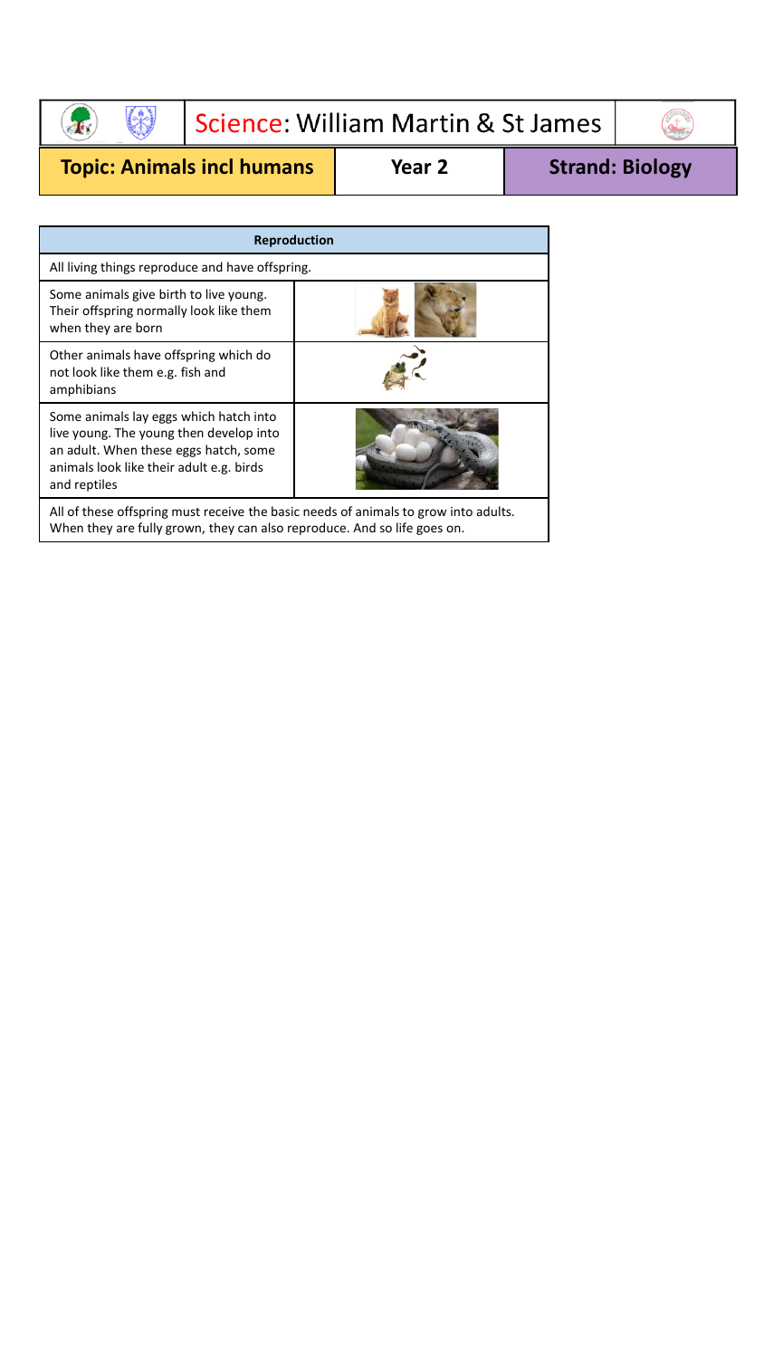# Science: William Martin & St James

| Topic: Animals incl humans | Year 2 | Strand: Biology |
|---|---|---|

| Reproduction | |
|---|---|
| All living things reproduce and have offspring. | |
| Some animals give birth to live young. Their offspring normally look like them when they are born | |
| Other animals have offspring which do not look like them e.g. fish and amphibians | |
| Some animals lay eggs which hatch into live young. The young then develop into an adult. When these eggs hatch, some animals look like their adult e.g. birds and reptiles | |
| All of these offspring must receive the basic needs of animals to grow into adults. When they are fully grown, they can also reproduce. And so life goes on. | |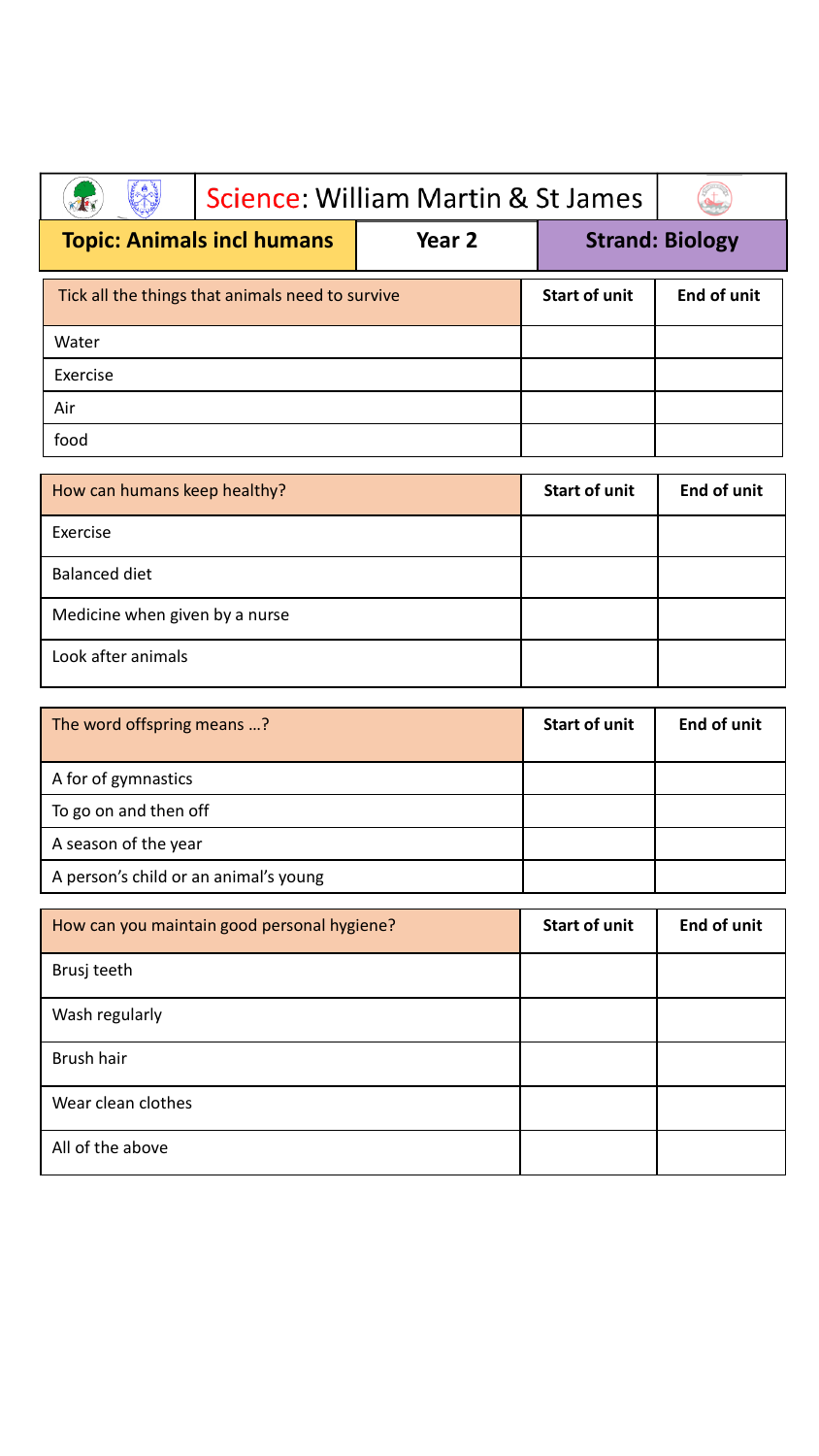| Science: William Martin & St James | | |
| --- | --- | --- |
| **Topic: Animals incl humans** | **Year 2** | **Strand: Biology** |

| Tick all the things that animals need to survive | Start of unit | End of unit |
| --- | --- | --- |
| Water | | |
| Exercise | | |
| Air | | |
| food | | |

| How can humans keep healthy? | Start of unit | End of unit |
| --- | --- | --- |
| Exercise | | |
| Balanced diet | | |
| Medicine when given by a nurse | | |
| Look after animals | | |

| The word offspring means …? | Start of unit | End of unit |
| --- | --- | --- |
| A for of gymnastics | | |
| To go on and then off | | |
| A season of the year | | |
| A person's child or an animal's young | | |

| How can you maintain good personal hygiene? | Start of unit | End of unit |
| --- | --- | --- |
| Brusj teeth | | |
| Wash regularly | | |
| Brush hair | | |
| Wear clean clothes | | |
| All of the above | | |